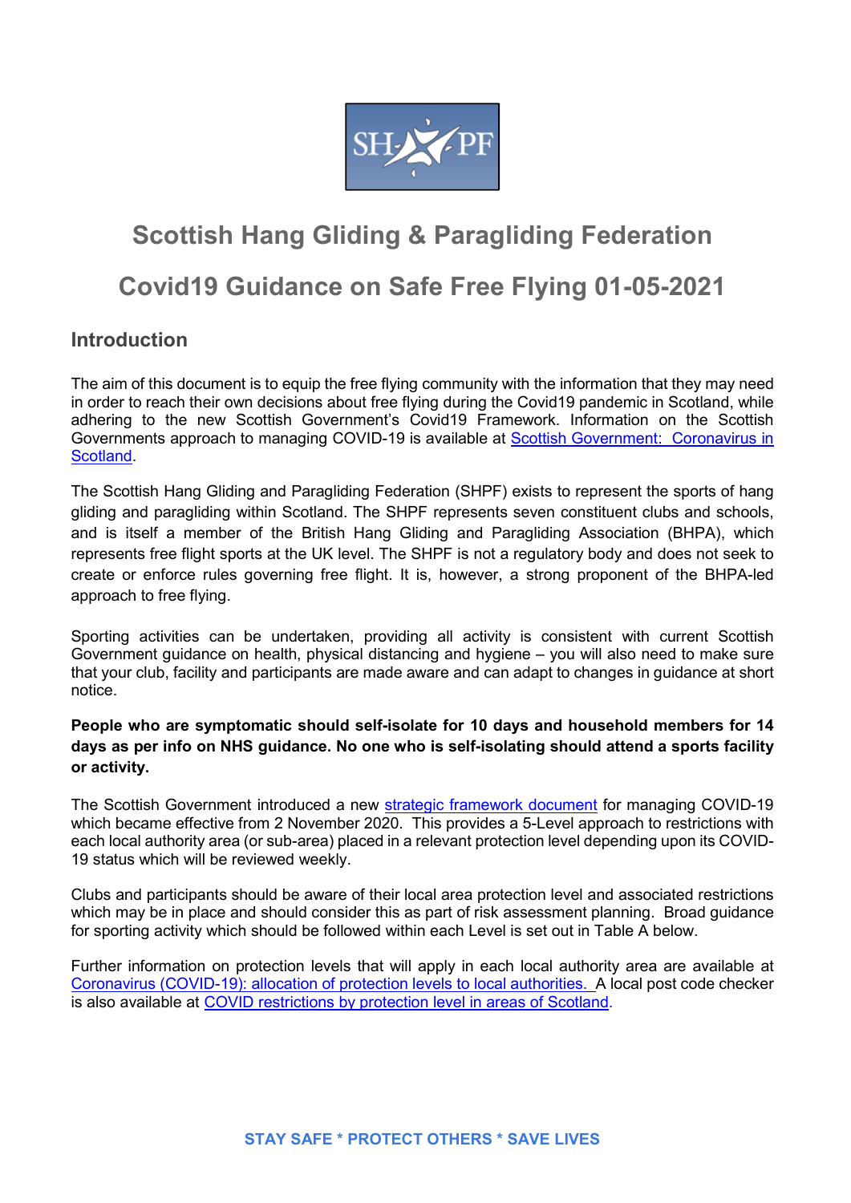# Scottish Hang Gliding & Paragliding Federation

# Covid19 Guidance on Safe Free Flying 01-05-2021

## Introduction

The aim of this document is to equip the free flying community with the information that they may need in order to reach their own decisions about free flying during the Covid19 pandemic in Scotland, while adhering to the new Scottish Government's Covid19 Framework. Information on the Scottish Governments approach to managing COVID-19 is available at [Scottish Government: Coronavirus in Scotland](#).

The Scottish Hang Gliding and Paragliding Federation (SHPF) exists to represent the sports of hang gliding and paragliding within Scotland. The SHPF represents seven constituent clubs and schools, and is itself a member of the British Hang Gliding and Paragliding Association (BHPA), which represents free flight sports at the UK level. The SHPF is not a regulatory body and does not seek to create or enforce rules governing free flight. It is, however, a strong proponent of the BHPA-led approach to free flying.

Sporting activities can be undertaken, providing all activity is consistent with current Scottish Government guidance on health, physical distancing and hygiene – you will also need to make sure that your club, facility and participants are made aware and can adapt to changes in guidance at short notice.

**People who are symptomatic should self-isolate for 10 days and household members for 14 days as per info on NHS guidance. No one who is self-isolating should attend a sports facility or activity.**

The Scottish Government introduced a new [strategic framework document](#) for managing COVID-19 which became effective from 2 November 2020. This provides a 5-Level approach to restrictions with each local authority area (or sub-area) placed in a relevant protection level depending upon its COVID-19 status which will be reviewed weekly.

Clubs and participants should be aware of their local area protection level and associated restrictions which may be in place and should consider this as part of risk assessment planning. Broad guidance for sporting activity which should be followed within each Level is set out in Table A below.

Further information on protection levels that will apply in each local authority area are available at [Coronavirus (COVID-19): allocation of protection levels to local authorities.](#) A local post code checker is also available at [COVID restrictions by protection level in areas of Scotland](#).

**STAY SAFE * PROTECT OTHERS * SAVE LIVES**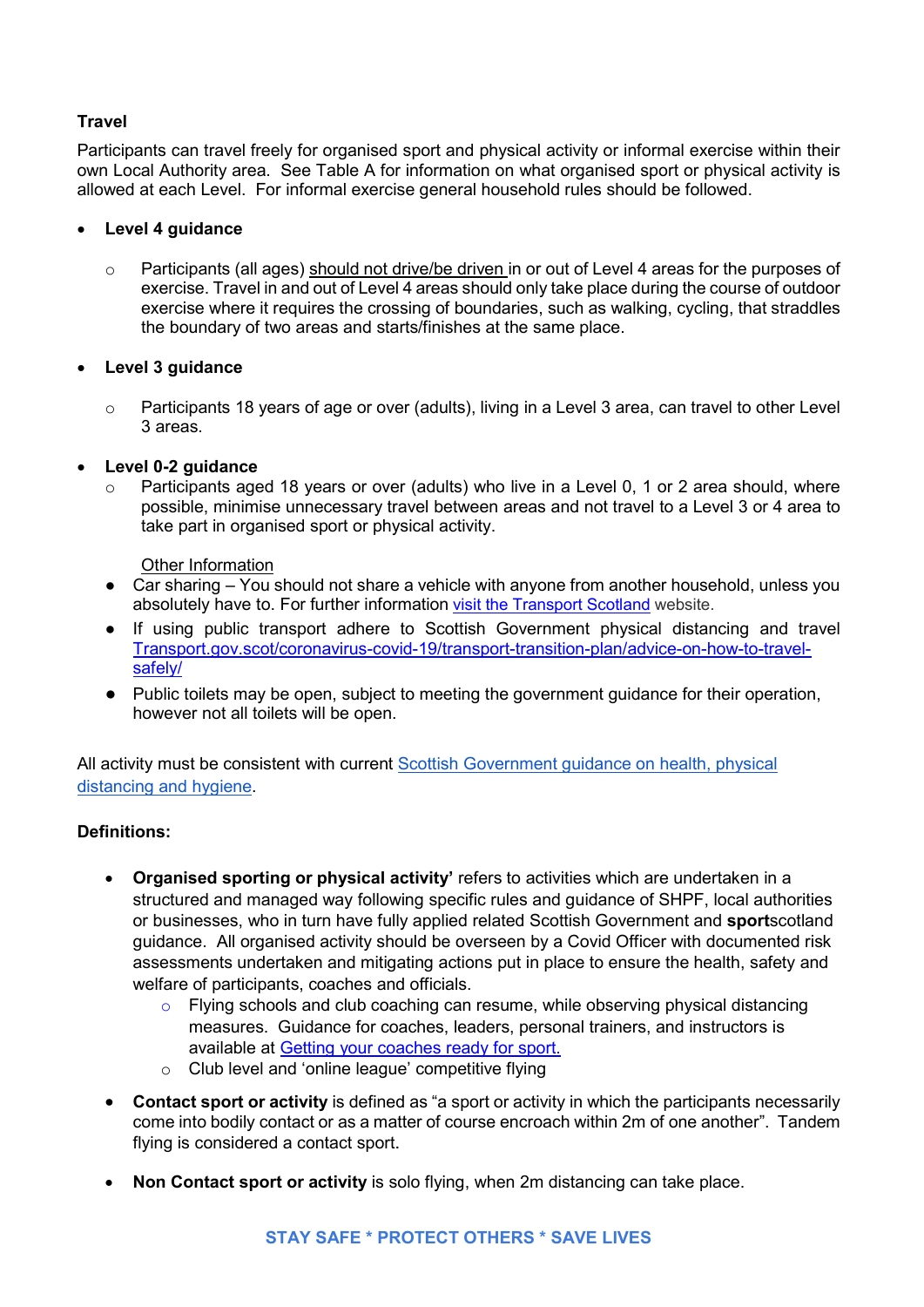**Travel**

Participants can travel freely for organised sport and physical activity or informal exercise within their own Local Authority area. See Table A for information on what organised sport or physical activity is allowed at each Level. For informal exercise general household rules should be followed.

- **Level 4 guidance**
  - Participants (all ages) should not drive/be driven in or out of Level 4 areas for the purposes of exercise. Travel in and out of Level 4 areas should only take place during the course of outdoor exercise where it requires the crossing of boundaries, such as walking, cycling, that straddles the boundary of two areas and starts/finishes at the same place.

- **Level 3 guidance**
  - Participants 18 years of age or over (adults), living in a Level 3 area, can travel to other Level 3 areas.

- **Level 0-2 guidance**
  - Participants aged 18 years or over (adults) who live in a Level 0, 1 or 2 area should, where possible, minimise unnecessary travel between areas and not travel to a Level 3 or 4 area to take part in organised sport or physical activity.

Other Information

- Car sharing – You should not share a vehicle with anyone from another household, unless you absolutely have to. For further information visit the Transport Scotland website.
- If using public transport adhere to Scottish Government physical distancing and travel Transport.gov.scot/coronavirus-covid-19/transport-transition-plan/advice-on-how-to-travel-safely/
- Public toilets may be open, subject to meeting the government guidance for their operation, however not all toilets will be open.

All activity must be consistent with current Scottish Government guidance on health, physical distancing and hygiene.

**Definitions:**

- **Organised sporting or physical activity'** refers to activities which are undertaken in a structured and managed way following specific rules and guidance of SHPF, local authorities or businesses, who in turn have fully applied related Scottish Government and **sport**scotland guidance. All organised activity should be overseen by a Covid Officer with documented risk assessments undertaken and mitigating actions put in place to ensure the health, safety and welfare of participants, coaches and officials.
  - Flying schools and club coaching can resume, while observing physical distancing measures. Guidance for coaches, leaders, personal trainers, and instructors is available at Getting your coaches ready for sport.
  - Club level and 'online league' competitive flying
- **Contact sport or activity** is defined as "a sport or activity in which the participants necessarily come into bodily contact or as a matter of course encroach within 2m of one another". Tandem flying is considered a contact sport.
- **Non Contact sport or activity** is solo flying, when 2m distancing can take place.

STAY SAFE * PROTECT OTHERS * SAVE LIVES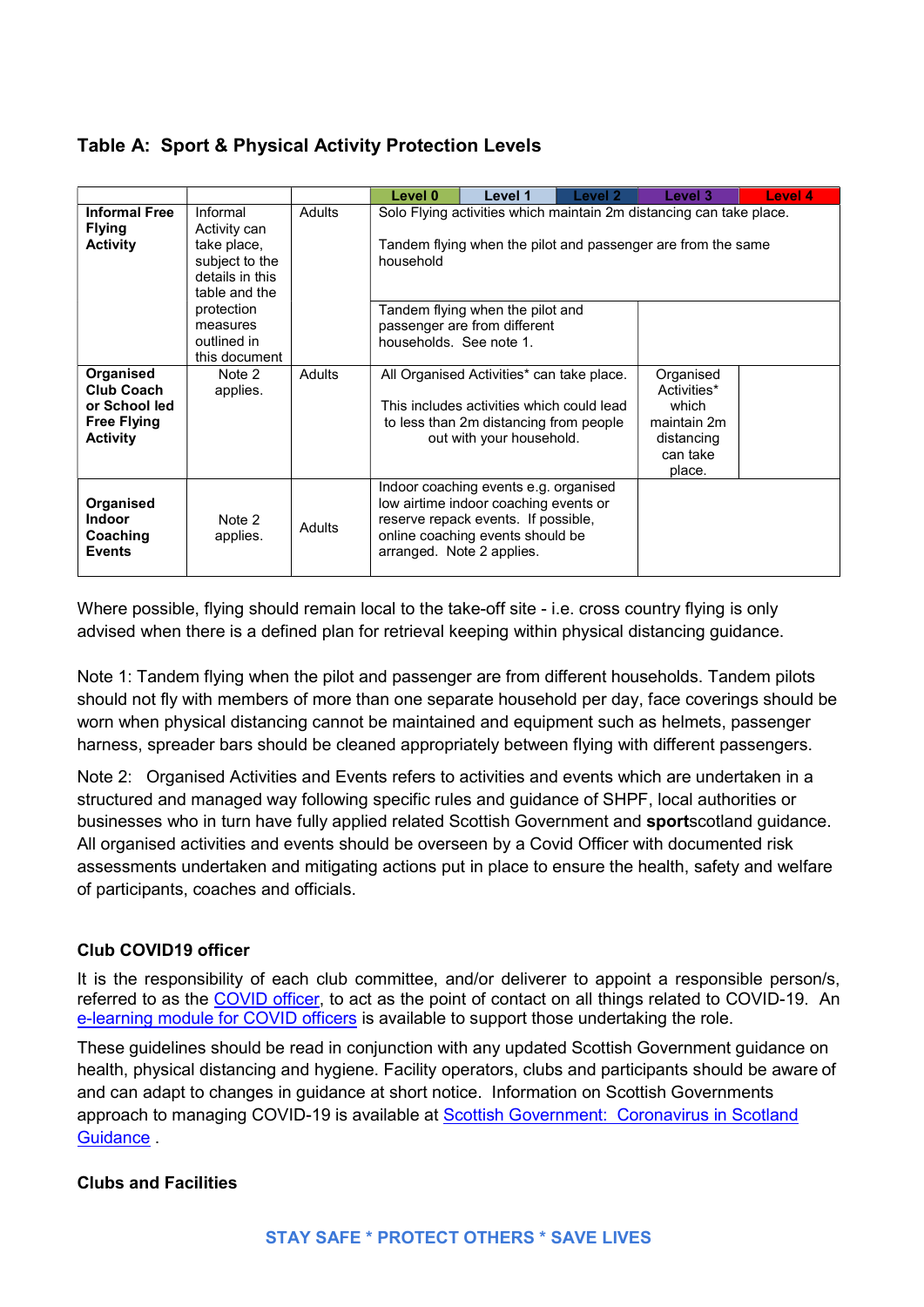### Table A: Sport & Physical Activity Protection Levels

| | | | Level 0 | Level 1 | Level 2 | Level 3 | Level 4 |
|---|---|---|---|---|---|---|---|
| **Informal Free Flying Activity** | Informal Activity can take place, subject to the details in this table and the protection measures outlined in this document | Adults | Solo Flying activities which maintain 2m distancing can take place. Tandem flying when the pilot and passenger are from the same household | | | | |
| | | | Tandem flying when the pilot and passenger are from different households. See note 1. | | | | |
| **Organised Club Coach or School led Free Flying Activity** | Note 2 applies. | Adults | All Organised Activities* can take place. This includes activities which could lead to less than 2m distancing from people out with your household. | | | Organised Activities* which maintain 2m distancing can take place. | |
| **Organised Indoor Coaching Events** | Note 2 applies. | Adults | Indoor coaching events e.g. organised low airtime indoor coaching events or reserve repack events. If possible, online coaching events should be arranged. Note 2 applies. | | | | |

Where possible, flying should remain local to the take-off site - i.e. cross country flying is only advised when there is a defined plan for retrieval keeping within physical distancing guidance.

Note 1: Tandem flying when the pilot and passenger are from different households. Tandem pilots should not fly with members of more than one separate household per day, face coverings should be worn when physical distancing cannot be maintained and equipment such as helmets, passenger harness, spreader bars should be cleaned appropriately between flying with different passengers.

Note 2: Organised Activities and Events refers to activities and events which are undertaken in a structured and managed way following specific rules and guidance of SHPF, local authorities or businesses who in turn have fully applied related Scottish Government and **sport**scotland guidance. All organised activities and events should be overseen by a Covid Officer with documented risk assessments undertaken and mitigating actions put in place to ensure the health, safety and welfare of participants, coaches and officials.

#### Club COVID19 officer

It is the responsibility of each club committee, and/or deliverer to appoint a responsible person/s, referred to as the COVID officer, to act as the point of contact on all things related to COVID-19. An e-learning module for COVID officers is available to support those undertaking the role.

These guidelines should be read in conjunction with any updated Scottish Government guidance on health, physical distancing and hygiene. Facility operators, clubs and participants should be aware of and can adapt to changes in guidance at short notice. Information on Scottish Governments approach to managing COVID-19 is available at Scottish Government: Coronavirus in Scotland Guidance .

#### Clubs and Facilities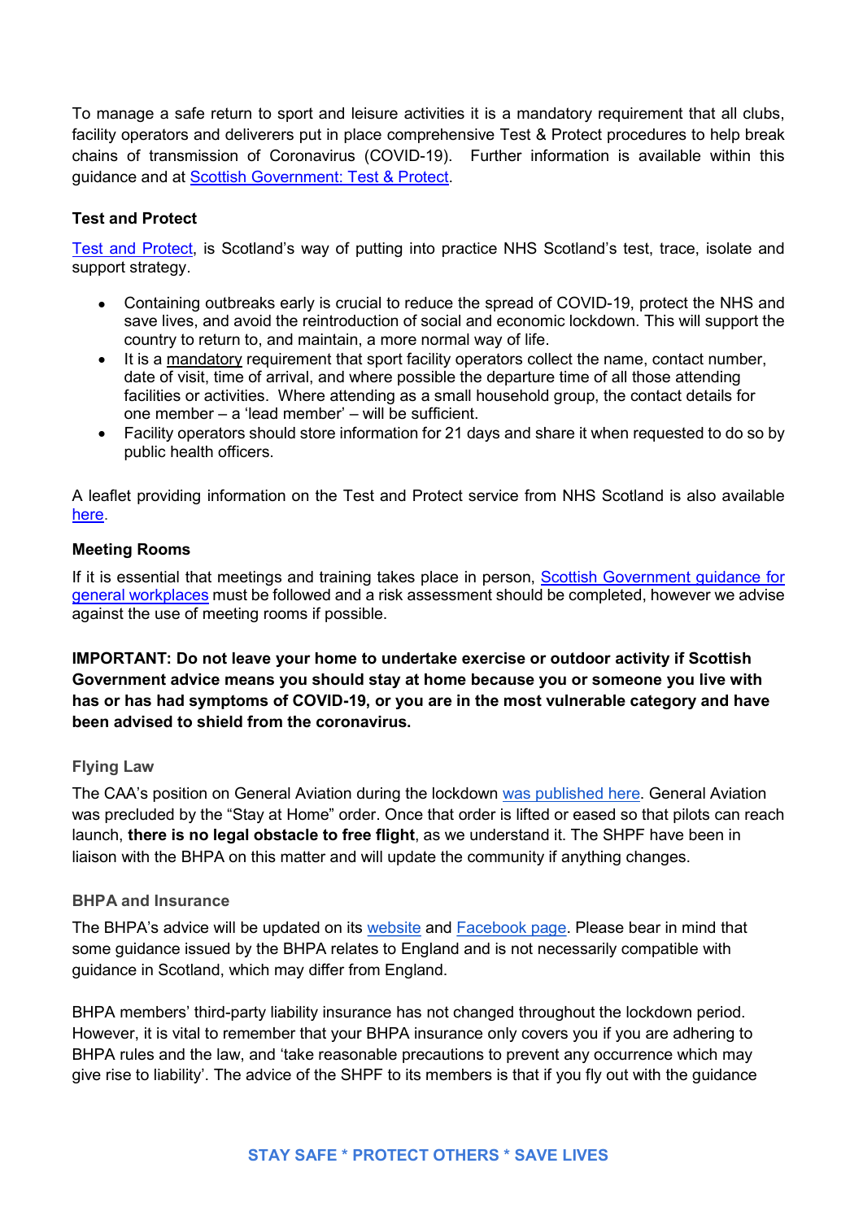To manage a safe return to sport and leisure activities it is a mandatory requirement that all clubs, facility operators and deliverers put in place comprehensive Test & Protect procedures to help break chains of transmission of Coronavirus (COVID-19). Further information is available within this guidance and at [Scottish Government: Test & Protect](#).

**Test and Protect**

[Test and Protect](#), is Scotland's way of putting into practice NHS Scotland's test, trace, isolate and support strategy.

- Containing outbreaks early is crucial to reduce the spread of COVID-19, protect the NHS and save lives, and avoid the reintroduction of social and economic lockdown. This will support the country to return to, and maintain, a more normal way of life.
- It is a mandatory requirement that sport facility operators collect the name, contact number, date of visit, time of arrival, and where possible the departure time of all those attending facilities or activities. Where attending as a small household group, the contact details for one member – a 'lead member' – will be sufficient.
- Facility operators should store information for 21 days and share it when requested to do so by public health officers.

A leaflet providing information on the Test and Protect service from NHS Scotland is also available [here](#).

**Meeting Rooms**

If it is essential that meetings and training takes place in person, [Scottish Government guidance for general workplaces](#) must be followed and a risk assessment should be completed, however we advise against the use of meeting rooms if possible.

**IMPORTANT: Do not leave your home to undertake exercise or outdoor activity if Scottish Government advice means you should stay at home because you or someone you live with has or has had symptoms of COVID-19, or you are in the most vulnerable category and have been advised to shield from the coronavirus.**

**Flying Law**

The CAA's position on General Aviation during the lockdown [was published here](#). General Aviation was precluded by the "Stay at Home" order. Once that order is lifted or eased so that pilots can reach launch, **there is no legal obstacle to free flight**, as we understand it. The SHPF have been in liaison with the BHPA on this matter and will update the community if anything changes.

**BHPA and Insurance**

The BHPA's advice will be updated on its [website](#) and [Facebook page](#). Please bear in mind that some guidance issued by the BHPA relates to England and is not necessarily compatible with guidance in Scotland, which may differ from England.

BHPA members' third-party liability insurance has not changed throughout the lockdown period. However, it is vital to remember that your BHPA insurance only covers you if you are adhering to BHPA rules and the law, and 'take reasonable precautions to prevent any occurrence which may give rise to liability'. The advice of the SHPF to its members is that if you fly out with the guidance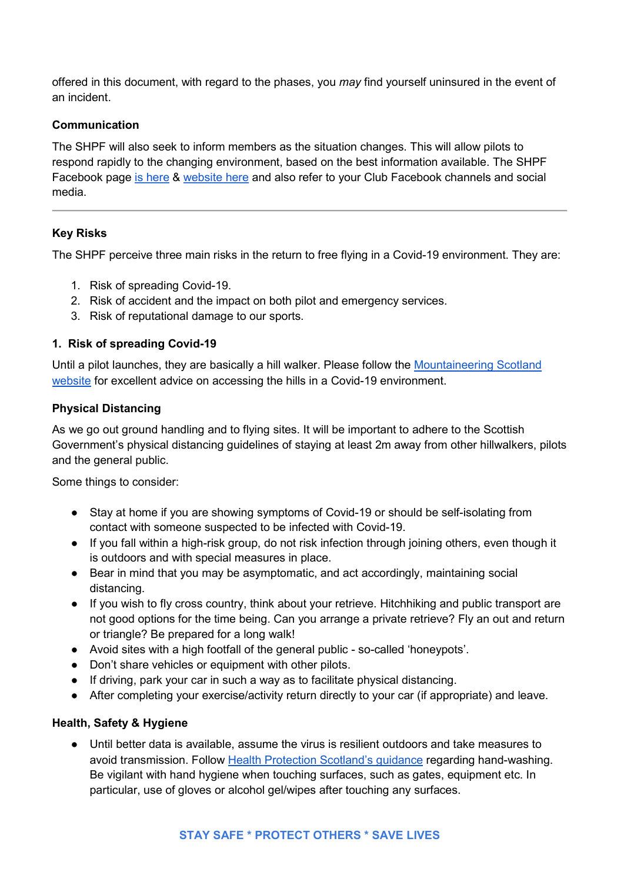offered in this document, with regard to the phases, you *may* find yourself uninsured in the event of an incident.

### Communication

The SHPF will also seek to inform members as the situation changes. This will allow pilots to respond rapidly to the changing environment, based on the best information available. The SHPF Facebook page is here & website here and also refer to your Club Facebook channels and social media.

---

### Key Risks

The SHPF perceive three main risks in the return to free flying in a Covid-19 environment. They are:

1. Risk of spreading Covid-19.
2. Risk of accident and the impact on both pilot and emergency services.
3. Risk of reputational damage to our sports.

### 1. Risk of spreading Covid-19

Until a pilot launches, they are basically a hill walker. Please follow the Mountaineering Scotland website for excellent advice on accessing the hills in a Covid-19 environment.

### Physical Distancing

As we go out ground handling and to flying sites. It will be important to adhere to the Scottish Government's physical distancing guidelines of staying at least 2m away from other hillwalkers, pilots and the general public.

Some things to consider:

- Stay at home if you are showing symptoms of Covid-19 or should be self-isolating from contact with someone suspected to be infected with Covid-19.
- If you fall within a high-risk group, do not risk infection through joining others, even though it is outdoors and with special measures in place.
- Bear in mind that you may be asymptomatic, and act accordingly, maintaining social distancing.
- If you wish to fly cross country, think about your retrieve. Hitchhiking and public transport are not good options for the time being. Can you arrange a private retrieve? Fly an out and return or triangle? Be prepared for a long walk!
- Avoid sites with a high footfall of the general public - so-called 'honeypots'.
- Don't share vehicles or equipment with other pilots.
- If driving, park your car in such a way as to facilitate physical distancing.
- After completing your exercise/activity return directly to your car (if appropriate) and leave.

### Health, Safety & Hygiene

- Until better data is available, assume the virus is resilient outdoors and take measures to avoid transmission. Follow Health Protection Scotland's guidance regarding hand-washing. Be vigilant with hand hygiene when touching surfaces, such as gates, equipment etc. In particular, use of gloves or alcohol gel/wipes after touching any surfaces.

**STAY SAFE * PROTECT OTHERS * SAVE LIVES**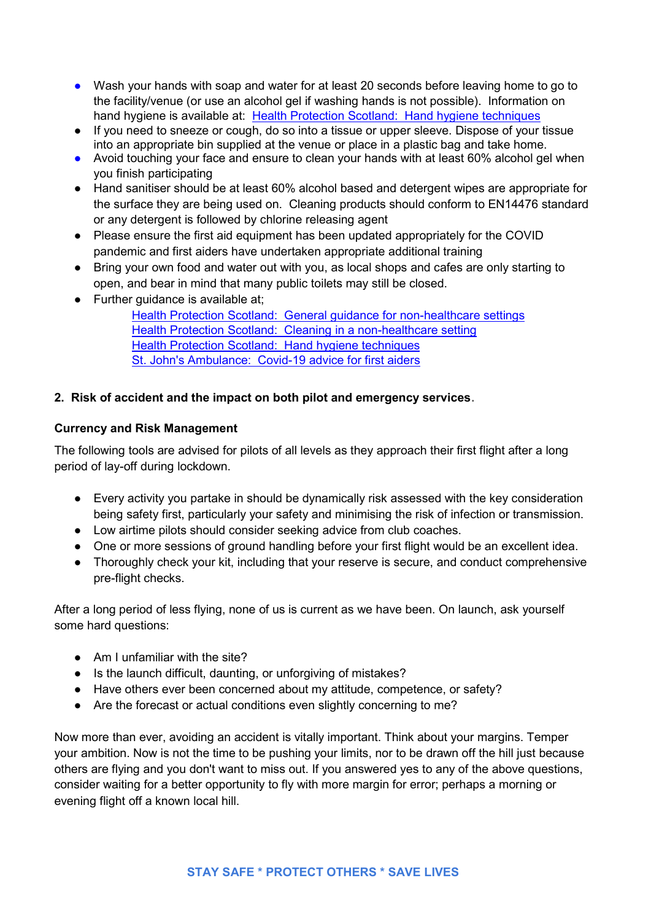- Wash your hands with soap and water for at least 20 seconds before leaving home to go to the facility/venue (or use an alcohol gel if washing hands is not possible). Information on hand hygiene is available at: Health Protection Scotland: Hand hygiene techniques
- If you need to sneeze or cough, do so into a tissue or upper sleeve. Dispose of your tissue into an appropriate bin supplied at the venue or place in a plastic bag and take home.
- Avoid touching your face and ensure to clean your hands with at least 60% alcohol gel when you finish participating
- Hand sanitiser should be at least 60% alcohol based and detergent wipes are appropriate for the surface they are being used on. Cleaning products should conform to EN14476 standard or any detergent is followed by chlorine releasing agent
- Please ensure the first aid equipment has been updated appropriately for the COVID pandemic and first aiders have undertaken appropriate additional training
- Bring your own food and water out with you, as local shops and cafes are only starting to open, and bear in mind that many public toilets may still be closed.
- Further guidance is available at;
  - Health Protection Scotland: General guidance for non-healthcare settings
  - Health Protection Scotland: Cleaning in a non-healthcare setting
  - Health Protection Scotland: Hand hygiene techniques
  - St. John's Ambulance: Covid-19 advice for first aiders

**2. Risk of accident and the impact on both pilot and emergency services.**

**Currency and Risk Management**

The following tools are advised for pilots of all levels as they approach their first flight after a long period of lay-off during lockdown.

- Every activity you partake in should be dynamically risk assessed with the key consideration being safety first, particularly your safety and minimising the risk of infection or transmission.
- Low airtime pilots should consider seeking advice from club coaches.
- One or more sessions of ground handling before your first flight would be an excellent idea.
- Thoroughly check your kit, including that your reserve is secure, and conduct comprehensive pre-flight checks.

After a long period of less flying, none of us is current as we have been. On launch, ask yourself some hard questions:

- Am I unfamiliar with the site?
- Is the launch difficult, daunting, or unforgiving of mistakes?
- Have others ever been concerned about my attitude, competence, or safety?
- Are the forecast or actual conditions even slightly concerning to me?

Now more than ever, avoiding an accident is vitally important. Think about your margins. Temper your ambition. Now is not the time to be pushing your limits, nor to be drawn off the hill just because others are flying and you don't want to miss out. If you answered yes to any of the above questions, consider waiting for a better opportunity to fly with more margin for error; perhaps a morning or evening flight off a known local hill.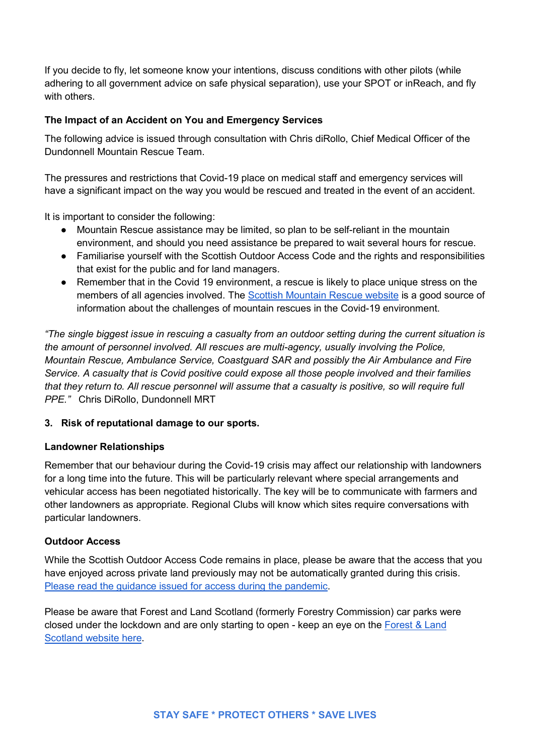If you decide to fly, let someone know your intentions, discuss conditions with other pilots (while adhering to all government advice on safe physical separation), use your SPOT or inReach, and fly with others.

### The Impact of an Accident on You and Emergency Services

The following advice is issued through consultation with Chris diRollo, Chief Medical Officer of the Dundonnell Mountain Rescue Team.

The pressures and restrictions that Covid-19 place on medical staff and emergency services will have a significant impact on the way you would be rescued and treated in the event of an accident.

It is important to consider the following:

- Mountain Rescue assistance may be limited, so plan to be self-reliant in the mountain environment, and should you need assistance be prepared to wait several hours for rescue.
- Familiarise yourself with the Scottish Outdoor Access Code and the rights and responsibilities that exist for the public and for land managers.
- Remember that in the Covid 19 environment, a rescue is likely to place unique stress on the members of all agencies involved. The Scottish Mountain Rescue website is a good source of information about the challenges of mountain rescues in the Covid-19 environment.

*"The single biggest issue in rescuing a casualty from an outdoor setting during the current situation is the amount of personnel involved. All rescues are multi-agency, usually involving the Police, Mountain Rescue, Ambulance Service, Coastguard SAR and possibly the Air Ambulance and Fire Service. A casualty that is Covid positive could expose all those people involved and their families that they return to. All rescue personnel will assume that a casualty is positive, so will require full PPE."* Chris DiRollo, Dundonnell MRT

## 3. Risk of reputational damage to our sports.

### Landowner Relationships

Remember that our behaviour during the Covid-19 crisis may affect our relationship with landowners for a long time into the future. This will be particularly relevant where special arrangements and vehicular access has been negotiated historically. The key will be to communicate with farmers and other landowners as appropriate. Regional Clubs will know which sites require conversations with particular landowners.

### Outdoor Access

While the Scottish Outdoor Access Code remains in place, please be aware that the access that you have enjoyed across private land previously may not be automatically granted during this crisis. Please read the guidance issued for access during the pandemic.

Please be aware that Forest and Land Scotland (formerly Forestry Commission) car parks were closed under the lockdown and are only starting to open - keep an eye on the Forest & Land Scotland website here.

**STAY SAFE * PROTECT OTHERS * SAVE LIVES**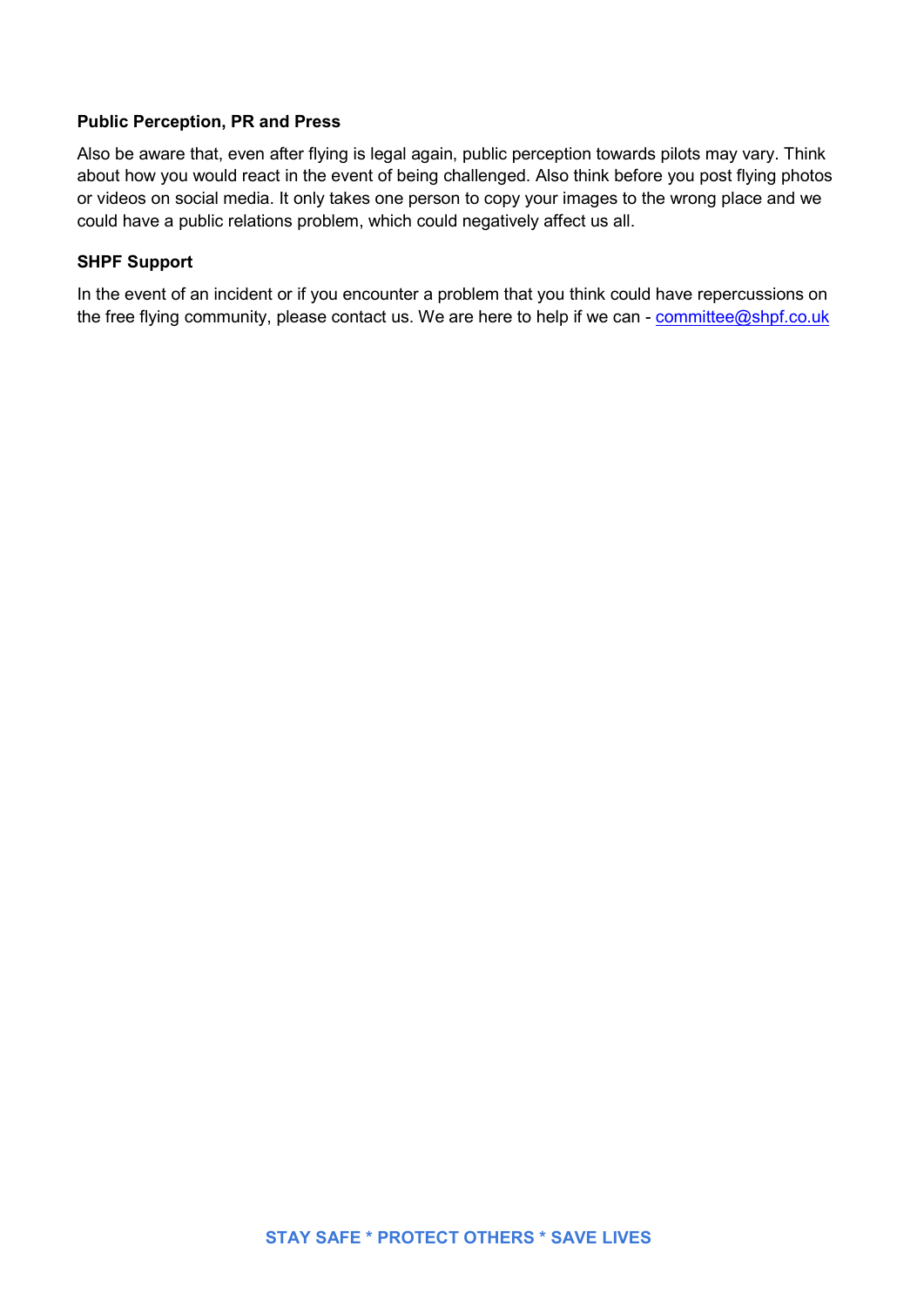**Public Perception, PR and Press**

Also be aware that, even after flying is legal again, public perception towards pilots may vary. Think about how you would react in the event of being challenged. Also think before you post flying photos or videos on social media. It only takes one person to copy your images to the wrong place and we could have a public relations problem, which could negatively affect us all.

**SHPF Support**

In the event of an incident or if you encounter a problem that you think could have repercussions on the free flying community, please contact us. We are here to help if we can - committee@shpf.co.uk

**STAY SAFE * PROTECT OTHERS * SAVE LIVES**